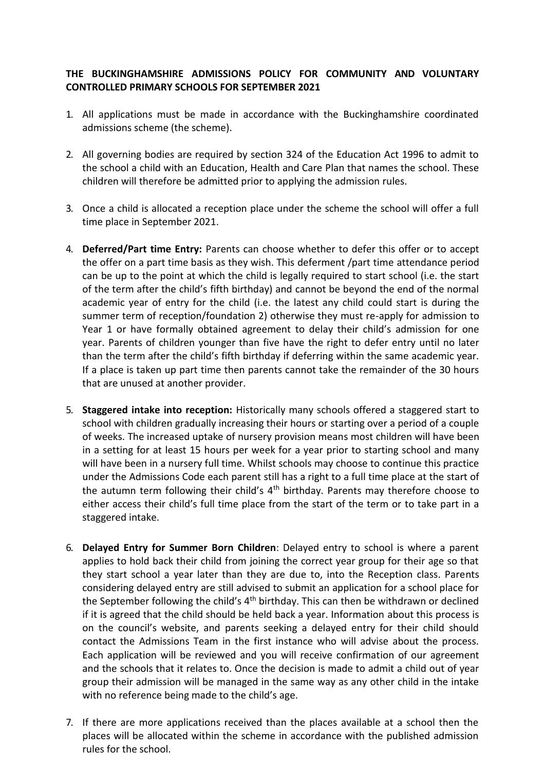**THE BUCKINGHAMSHIRE ADMISSIONS POLICY FOR COMMUNITY AND VOLUNTARY CONTROLLED PRIMARY SCHOOLS FOR SEPTEMBER 2021**

1. All applications must be made in accordance with the Buckinghamshire coordinated admissions scheme (the scheme).

2. All governing bodies are required by section 324 of the Education Act 1996 to admit to the school a child with an Education, Health and Care Plan that names the school. These children will therefore be admitted prior to applying the admission rules.

3. Once a child is allocated a reception place under the scheme the school will offer a full time place in September 2021.

4. **Deferred/Part time Entry:** Parents can choose whether to defer this offer or to accept the offer on a part time basis as they wish. This deferment /part time attendance period can be up to the point at which the child is legally required to start school (i.e. the start of the term after the child's fifth birthday) and cannot be beyond the end of the normal academic year of entry for the child (i.e. the latest any child could start is during the summer term of reception/foundation 2) otherwise they must re-apply for admission to Year 1 or have formally obtained agreement to delay their child's admission for one year. Parents of children younger than five have the right to defer entry until no later than the term after the child's fifth birthday if deferring within the same academic year. If a place is taken up part time then parents cannot take the remainder of the 30 hours that are unused at another provider.

5. **Staggered intake into reception:** Historically many schools offered a staggered start to school with children gradually increasing their hours or starting over a period of a couple of weeks. The increased uptake of nursery provision means most children will have been in a setting for at least 15 hours per week for a year prior to starting school and many will have been in a nursery full time. Whilst schools may choose to continue this practice under the Admissions Code each parent still has a right to a full time place at the start of the autumn term following their child's 4th birthday. Parents may therefore choose to either access their child's full time place from the start of the term or to take part in a staggered intake.

6. **Delayed Entry for Summer Born Children**: Delayed entry to school is where a parent applies to hold back their child from joining the correct year group for their age so that they start school a year later than they are due to, into the Reception class. Parents considering delayed entry are still advised to submit an application for a school place for the September following the child's 4th birthday. This can then be withdrawn or declined if it is agreed that the child should be held back a year. Information about this process is on the council's website, and parents seeking a delayed entry for their child should contact the Admissions Team in the first instance who will advise about the process. Each application will be reviewed and you will receive confirmation of our agreement and the schools that it relates to. Once the decision is made to admit a child out of year group their admission will be managed in the same way as any other child in the intake with no reference being made to the child's age.

7. If there are more applications received than the places available at a school then the places will be allocated within the scheme in accordance with the published admission rules for the school.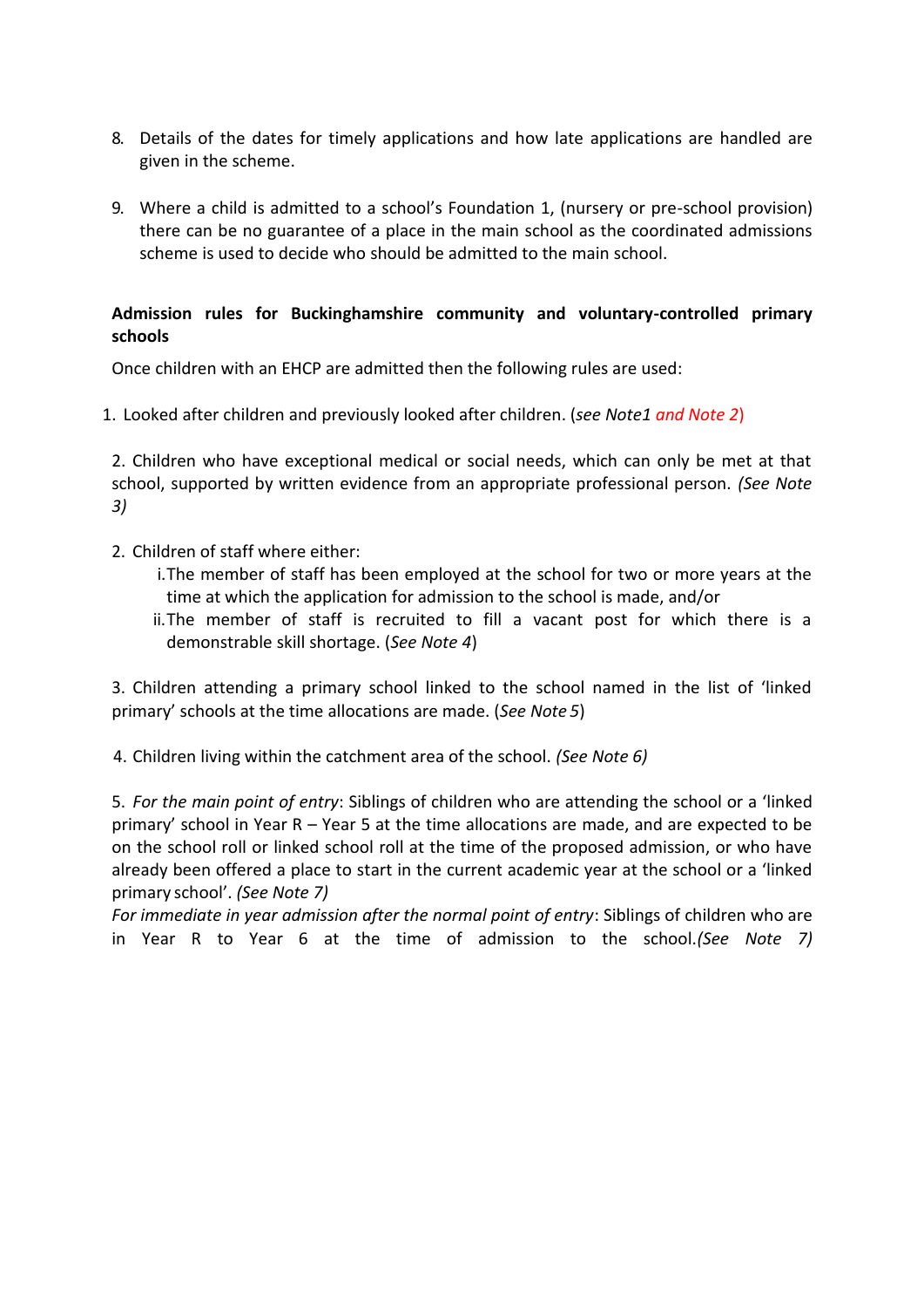8. Details of the dates for timely applications and how late applications are handled are given in the scheme.

9. Where a child is admitted to a school's Foundation 1, (nursery or pre-school provision) there can be no guarantee of a place in the main school as the coordinated admissions scheme is used to decide who should be admitted to the main school.

**Admission rules for Buckinghamshire community and voluntary-controlled primary schools**

Once children with an EHCP are admitted then the following rules are used:

1. Looked after children and previously looked after children. (*see Note1 and Note 2*)

2. Children who have exceptional medical or social needs, which can only be met at that school, supported by written evidence from an appropriate professional person. *(See Note 3)*

2. Children of staff where either:
   i. The member of staff has been employed at the school for two or more years at the time at which the application for admission to the school is made, and/or
   ii. The member of staff is recruited to fill a vacant post for which there is a demonstrable skill shortage. (*See Note 4*)

3. Children attending a primary school linked to the school named in the list of 'linked primary' schools at the time allocations are made. (*See Note 5*)

4. Children living within the catchment area of the school. *(See Note 6)*

5. *For the main point of entry*: Siblings of children who are attending the school or a 'linked primary' school in Year R – Year 5 at the time allocations are made, and are expected to be on the school roll or linked school roll at the time of the proposed admission, or who have already been offered a place to start in the current academic year at the school or a 'linked primary school'. *(See Note 7)*
*For immediate in year admission after the normal point of entry*: Siblings of children who are in Year R to Year 6 at the time of admission to the school.*(See Note 7)*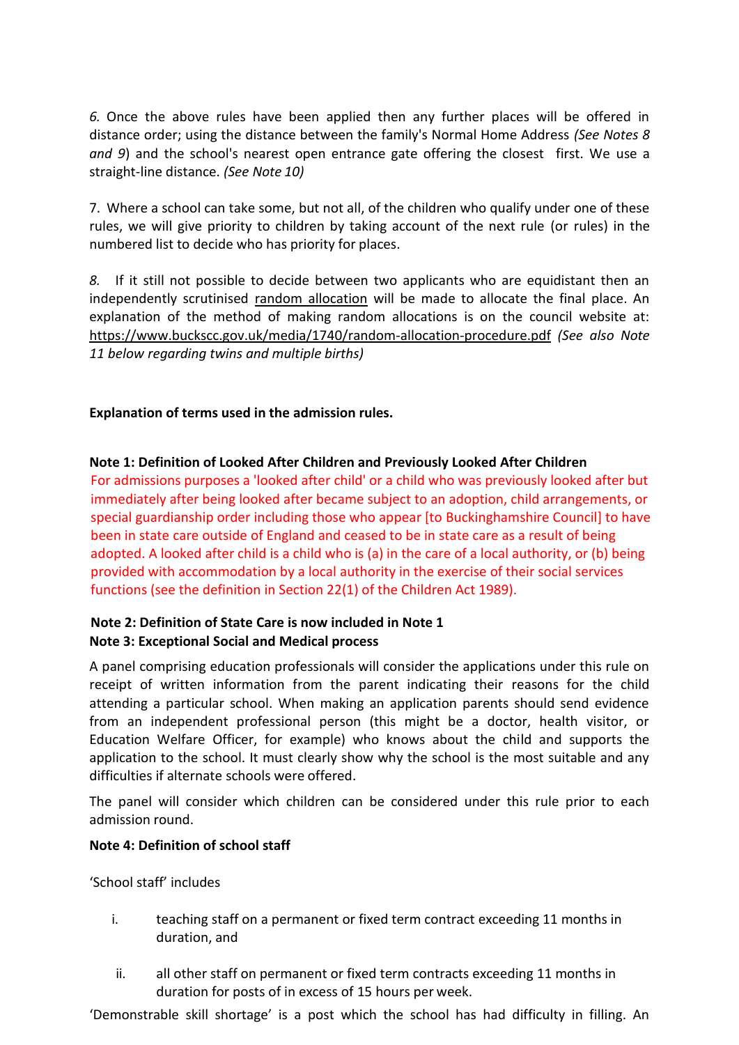*6.* Once the above rules have been applied then any further places will be offered in distance order; using the distance between the family's Normal Home Address *(See Notes 8 and 9*) and the school's nearest open entrance gate offering the closest first. We use a straight-line distance. *(See Note 10)*

7. Where a school can take some, but not all, of the children who qualify under one of these rules, we will give priority to children by taking account of the next rule (or rules) in the numbered list to decide who has priority for places.

*8.* If it still not possible to decide between two applicants who are equidistant then an independently scrutinised random allocation will be made to allocate the final place. An explanation of the method of making random allocations is on the council website at: https://www.buckscc.gov.uk/media/1740/random-allocation-procedure.pdf *(See also Note 11 below regarding twins and multiple births)*

**Explanation of terms used in the admission rules.**

**Note 1: Definition of Looked After Children and Previously Looked After Children**

For admissions purposes a 'looked after child' or a child who was previously looked after but immediately after being looked after became subject to an adoption, child arrangements, or special guardianship order including those who appear [to Buckinghamshire Council] to have been in state care outside of England and ceased to be in state care as a result of being adopted. A looked after child is a child who is (a) in the care of a local authority, or (b) being provided with accommodation by a local authority in the exercise of their social services functions (see the definition in Section 22(1) of the Children Act 1989).

**Note 2: Definition of State Care is now included in Note 1**

**Note 3: Exceptional Social and Medical process**

A panel comprising education professionals will consider the applications under this rule on receipt of written information from the parent indicating their reasons for the child attending a particular school. When making an application parents should send evidence from an independent professional person (this might be a doctor, health visitor, or Education Welfare Officer, for example) who knows about the child and supports the application to the school. It must clearly show why the school is the most suitable and any difficulties if alternate schools were offered.

The panel will consider which children can be considered under this rule prior to each admission round.

**Note 4: Definition of school staff**

'School staff' includes

i. teaching staff on a permanent or fixed term contract exceeding 11 months in duration, and

ii. all other staff on permanent or fixed term contracts exceeding 11 months in duration for posts of in excess of 15 hours per week.

'Demonstrable skill shortage' is a post which the school has had difficulty in filling. An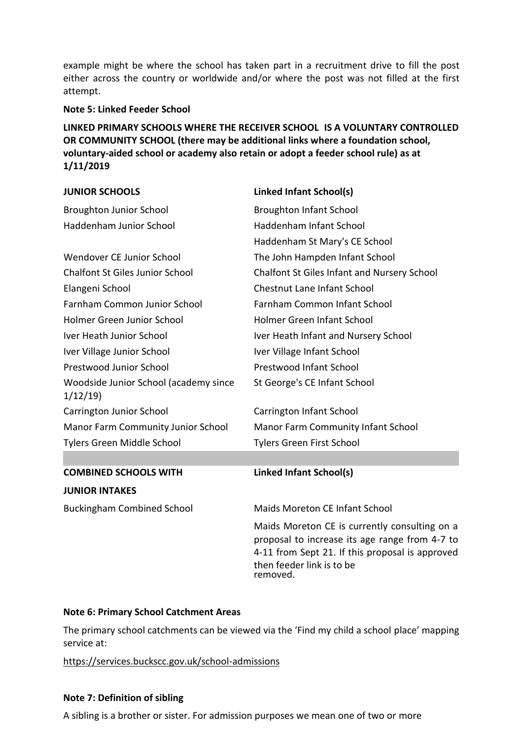example might be where the school has taken part in a recruitment drive to fill the post either across the country or worldwide and/or where the post was not filled at the first attempt.

**Note 5: Linked Feeder School**

**LINKED PRIMARY SCHOOLS WHERE THE RECEIVER SCHOOL IS A VOLUNTARY CONTROLLED OR COMMUNITY SCHOOL (there may be additional links where a foundation school, voluntary-aided school or academy also retain or adopt a feeder school rule) as at 1/11/2019**

| **JUNIOR SCHOOLS** | **Linked Infant School(s)** |
|---|---|
| Broughton Junior School | Broughton Infant School |
| Haddenham Junior School | Haddenham Infant School<br>Haddenham St Mary's CE School |
| Wendover CE Junior School | The John Hampden Infant School |
| Chalfont St Giles Junior School | Chalfont St Giles Infant and Nursery School |
| Elangeni School | Chestnut Lane Infant School |
| Farnham Common Junior School | Farnham Common Infant School |
| Holmer Green Junior School | Holmer Green Infant School |
| Iver Heath Junior School | Iver Heath Infant and Nursery School |
| Iver Village Junior School | Iver Village Infant School |
| Prestwood Junior School | Prestwood Infant School |
| Woodside Junior School (academy since 1/12/19) | St George's CE Infant School |
| Carrington Junior School | Carrington Infant School |
| Manor Farm Community Junior School | Manor Farm Community Infant School |
| Tylers Green Middle School | Tylers Green First School |
| | |
| **COMBINED SCHOOLS WITH JUNIOR INTAKES** | **Linked Infant School(s)** |
| Buckingham Combined School | Maids Moreton CE Infant School<br>Maids Moreton CE is currently consulting on a proposal to increase its age range from 4-7 to 4-11 from Sept 21. If this proposal is approved then feeder link is to be removed. |

**Note 6: Primary School Catchment Areas**

The primary school catchments can be viewed via the 'Find my child a school place' mapping service at:

https://services.buckscc.gov.uk/school-admissions

**Note 7: Definition of sibling**

A sibling is a brother or sister. For admission purposes we mean one of two or more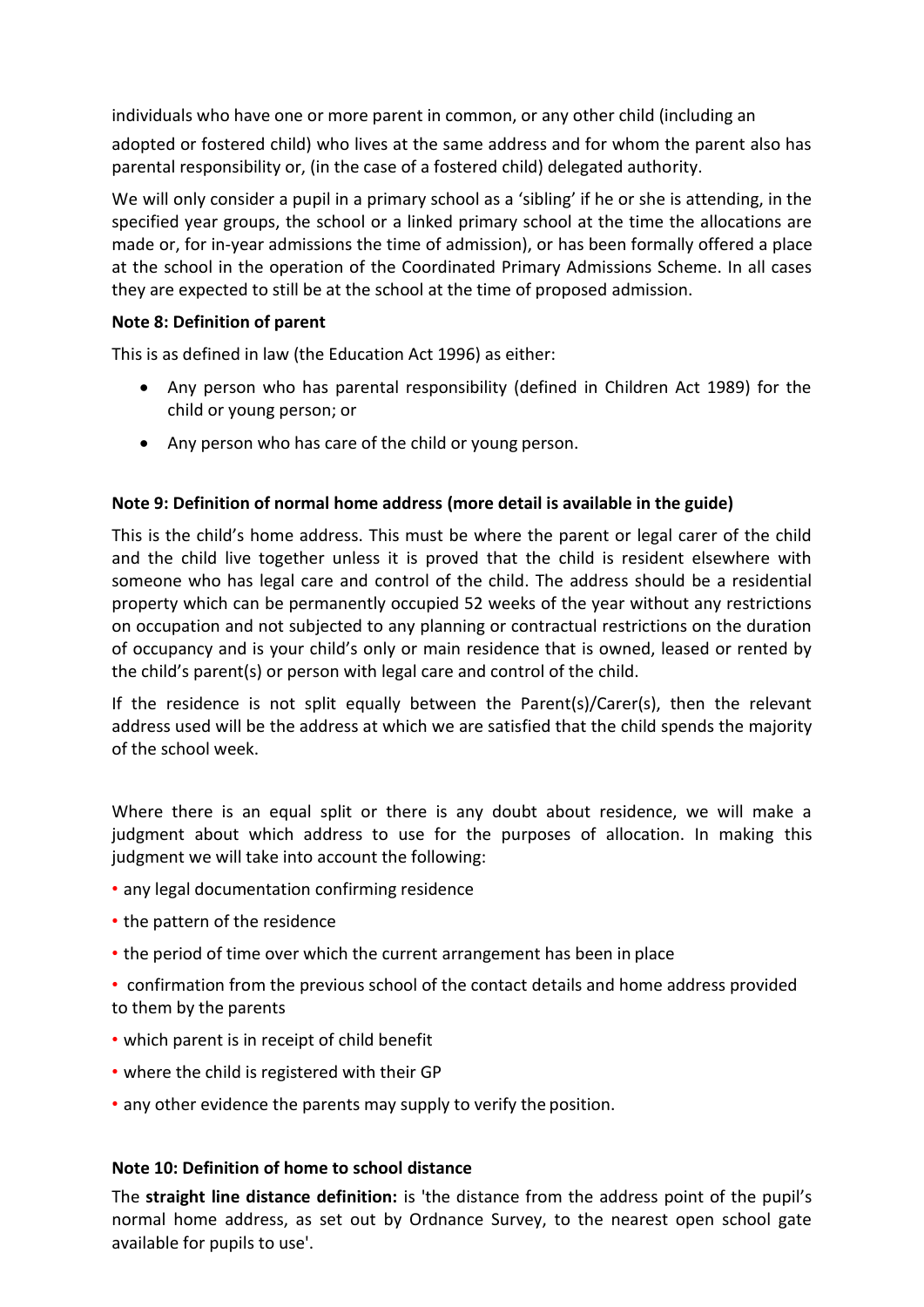individuals who have one or more parent in common, or any other child (including an adopted or fostered child) who lives at the same address and for whom the parent also has parental responsibility or, (in the case of a fostered child) delegated authority.

We will only consider a pupil in a primary school as a 'sibling' if he or she is attending, in the specified year groups, the school or a linked primary school at the time the allocations are made or, for in-year admissions the time of admission), or has been formally offered a place at the school in the operation of the Coordinated Primary Admissions Scheme. In all cases they are expected to still be at the school at the time of proposed admission.

**Note 8: Definition of parent**

This is as defined in law (the Education Act 1996) as either:

- Any person who has parental responsibility (defined in Children Act 1989) for the child or young person; or
- Any person who has care of the child or young person.

**Note 9: Definition of normal home address (more detail is available in the guide)**

This is the child's home address. This must be where the parent or legal carer of the child and the child live together unless it is proved that the child is resident elsewhere with someone who has legal care and control of the child. The address should be a residential property which can be permanently occupied 52 weeks of the year without any restrictions on occupation and not subjected to any planning or contractual restrictions on the duration of occupancy and is your child's only or main residence that is owned, leased or rented by the child's parent(s) or person with legal care and control of the child.

If the residence is not split equally between the Parent(s)/Carer(s), then the relevant address used will be the address at which we are satisfied that the child spends the majority of the school week.

Where there is an equal split or there is any doubt about residence, we will make a judgment about which address to use for the purposes of allocation. In making this judgment we will take into account the following:

- any legal documentation confirming residence
- the pattern of the residence
- the period of time over which the current arrangement has been in place
- confirmation from the previous school of the contact details and home address provided to them by the parents
- which parent is in receipt of child benefit
- where the child is registered with their GP
- any other evidence the parents may supply to verify the position.

**Note 10: Definition of home to school distance**

The **straight line distance definition:** is 'the distance from the address point of the pupil's normal home address, as set out by Ordnance Survey, to the nearest open school gate available for pupils to use'.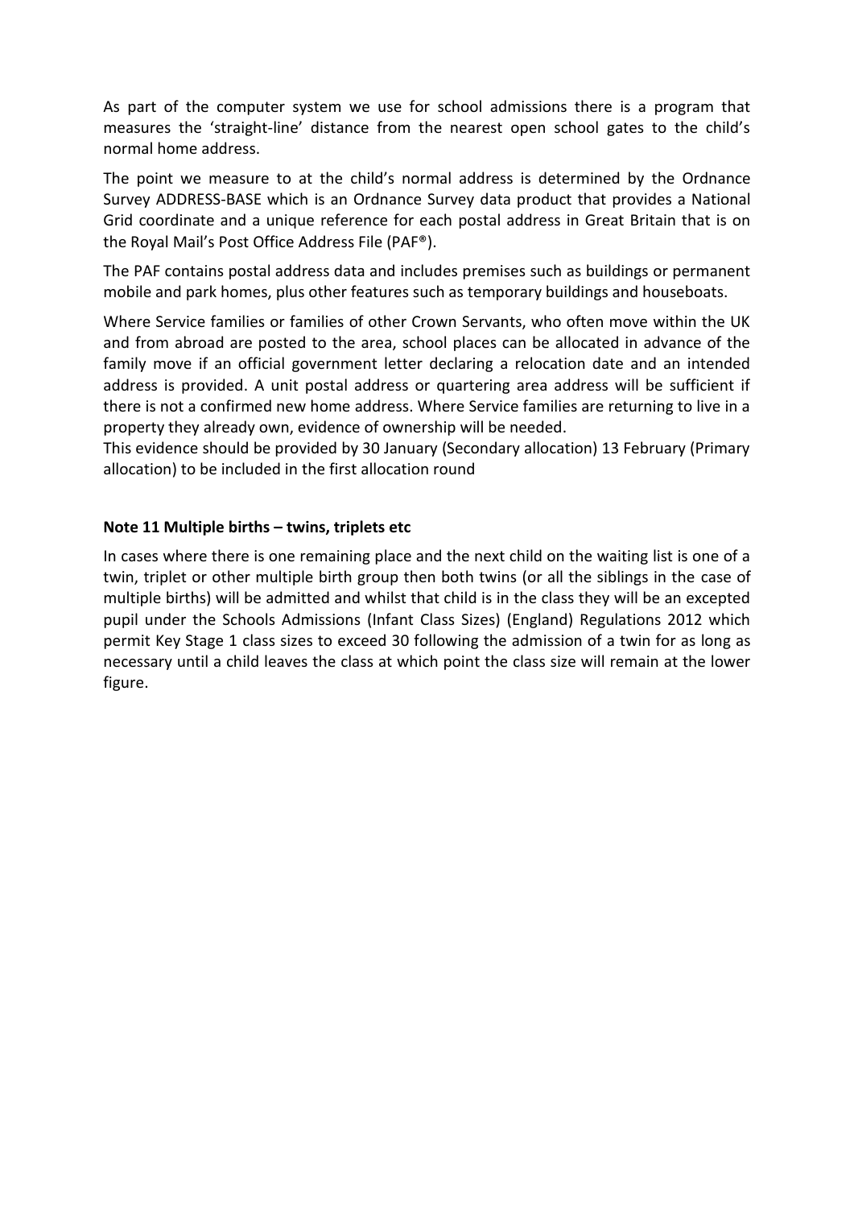As part of the computer system we use for school admissions there is a program that measures the 'straight-line' distance from the nearest open school gates to the child's normal home address.

The point we measure to at the child's normal address is determined by the Ordnance Survey ADDRESS-BASE which is an Ordnance Survey data product that provides a National Grid coordinate and a unique reference for each postal address in Great Britain that is on the Royal Mail's Post Office Address File (PAF®).

The PAF contains postal address data and includes premises such as buildings or permanent mobile and park homes, plus other features such as temporary buildings and houseboats.

Where Service families or families of other Crown Servants, who often move within the UK and from abroad are posted to the area, school places can be allocated in advance of the family move if an official government letter declaring a relocation date and an intended address is provided. A unit postal address or quartering area address will be sufficient if there is not a confirmed new home address. Where Service families are returning to live in a property they already own, evidence of ownership will be needed.
This evidence should be provided by 30 January (Secondary allocation) 13 February (Primary allocation) to be included in the first allocation round

**Note 11 Multiple births – twins, triplets etc**

In cases where there is one remaining place and the next child on the waiting list is one of a twin, triplet or other multiple birth group then both twins (or all the siblings in the case of multiple births) will be admitted and whilst that child is in the class they will be an excepted pupil under the Schools Admissions (Infant Class Sizes) (England) Regulations 2012 which permit Key Stage 1 class sizes to exceed 30 following the admission of a twin for as long as necessary until a child leaves the class at which point the class size will remain at the lower figure.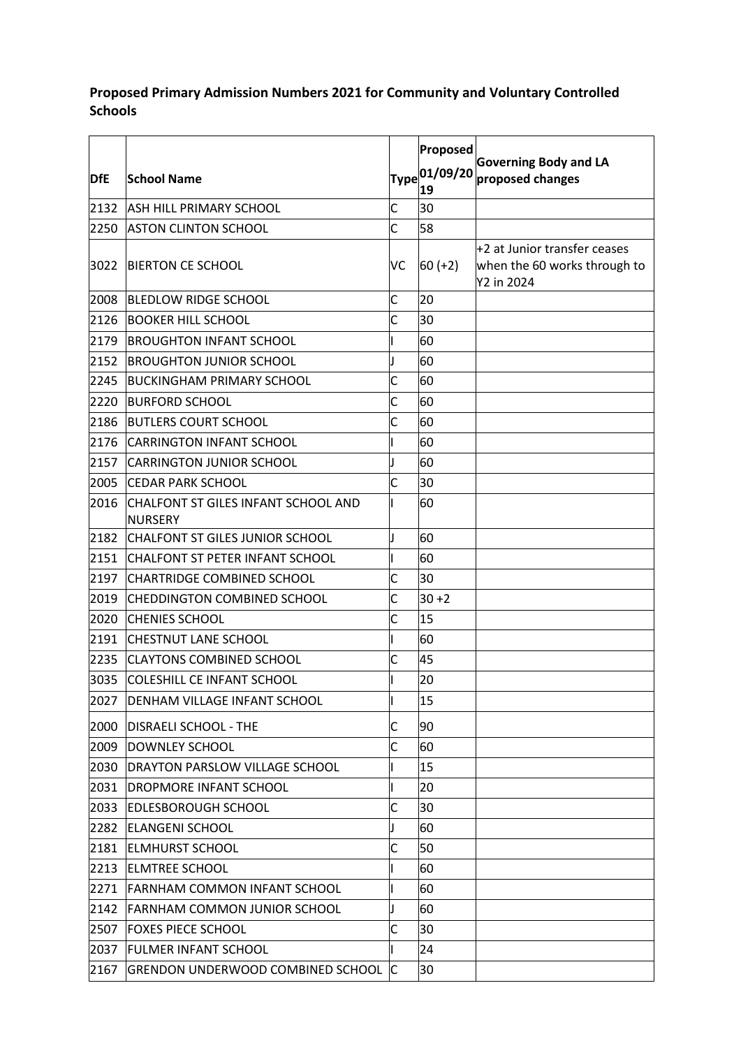**Proposed Primary Admission Numbers 2021 for Community and Voluntary Controlled Schools**

| DfE | School Name | Type | Proposed 01/09/2019 | Governing Body and LA proposed changes |
|---|---|---|---|---|
| 2132 | ASH HILL PRIMARY SCHOOL | C | 30 | |
| 2250 | ASTON CLINTON SCHOOL | C | 58 | |
| 3022 | BIERTON CE SCHOOL | VC | 60 (+2) | +2 at Junior transfer ceases when the 60 works through to Y2 in 2024 |
| 2008 | BLEDLOW RIDGE SCHOOL | C | 20 | |
| 2126 | BOOKER HILL SCHOOL | C | 30 | |
| 2179 | BROUGHTON INFANT SCHOOL | I | 60 | |
| 2152 | BROUGHTON JUNIOR SCHOOL | J | 60 | |
| 2245 | BUCKINGHAM PRIMARY SCHOOL | C | 60 | |
| 2220 | BURFORD SCHOOL | C | 60 | |
| 2186 | BUTLERS COURT SCHOOL | C | 60 | |
| 2176 | CARRINGTON INFANT SCHOOL | I | 60 | |
| 2157 | CARRINGTON JUNIOR SCHOOL | J | 60 | |
| 2005 | CEDAR PARK SCHOOL | C | 30 | |
| 2016 | CHALFONT ST GILES INFANT SCHOOL AND NURSERY | I | 60 | |
| 2182 | CHALFONT ST GILES JUNIOR SCHOOL | J | 60 | |
| 2151 | CHALFONT ST PETER INFANT SCHOOL | I | 60 | |
| 2197 | CHARTRIDGE COMBINED SCHOOL | C | 30 | |
| 2019 | CHEDDINGTON COMBINED SCHOOL | C | 30 +2 | |
| 2020 | CHENIES SCHOOL | C | 15 | |
| 2191 | CHESTNUT LANE SCHOOL | I | 60 | |
| 2235 | CLAYTONS COMBINED SCHOOL | C | 45 | |
| 3035 | COLESHILL CE INFANT SCHOOL | I | 20 | |
| 2027 | DENHAM VILLAGE INFANT SCHOOL | I | 15 | |
| 2000 | DISRAELI SCHOOL - THE | C | 90 | |
| 2009 | DOWNLEY SCHOOL | C | 60 | |
| 2030 | DRAYTON PARSLOW VILLAGE SCHOOL | I | 15 | |
| 2031 | DROPMORE INFANT SCHOOL | I | 20 | |
| 2033 | EDLESBOROUGH SCHOOL | C | 30 | |
| 2282 | ELANGENI SCHOOL | J | 60 | |
| 2181 | ELMHURST SCHOOL | C | 50 | |
| 2213 | ELMTREE SCHOOL | I | 60 | |
| 2271 | FARNHAM COMMON INFANT SCHOOL | I | 60 | |
| 2142 | FARNHAM COMMON JUNIOR SCHOOL | J | 60 | |
| 2507 | FOXES PIECE SCHOOL | C | 30 | |
| 2037 | FULMER INFANT SCHOOL | I | 24 | |
| 2167 | GRENDON UNDERWOOD COMBINED SCHOOL | C | 30 | |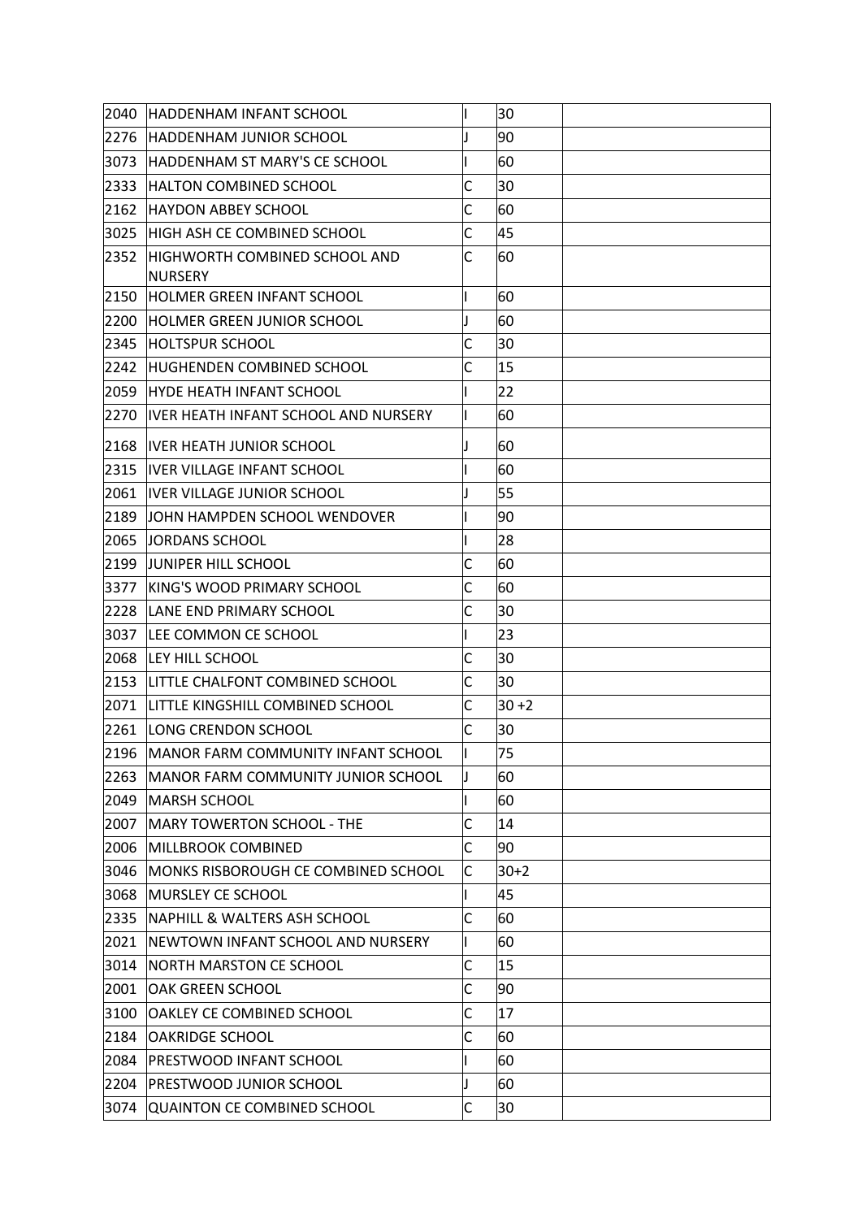| | | | | |
|---|---|---|---|---|
| 2040 | HADDENHAM INFANT SCHOOL | I | 30 | |
| 2276 | HADDENHAM JUNIOR SCHOOL | J | 90 | |
| 3073 | HADDENHAM ST MARY'S CE SCHOOL | I | 60 | |
| 2333 | HALTON COMBINED SCHOOL | C | 30 | |
| 2162 | HAYDON ABBEY SCHOOL | C | 60 | |
| 3025 | HIGH ASH CE COMBINED SCHOOL | C | 45 | |
| 2352 | HIGHWORTH COMBINED SCHOOL AND NURSERY | C | 60 | |
| 2150 | HOLMER GREEN INFANT SCHOOL | I | 60 | |
| 2200 | HOLMER GREEN JUNIOR SCHOOL | J | 60 | |
| 2345 | HOLTSPUR SCHOOL | C | 30 | |
| 2242 | HUGHENDEN COMBINED SCHOOL | C | 15 | |
| 2059 | HYDE HEATH INFANT SCHOOL | I | 22 | |
| 2270 | IVER HEATH INFANT SCHOOL AND NURSERY | I | 60 | |
| 2168 | IVER HEATH JUNIOR SCHOOL | J | 60 | |
| 2315 | IVER VILLAGE INFANT SCHOOL | I | 60 | |
| 2061 | IVER VILLAGE JUNIOR SCHOOL | J | 55 | |
| 2189 | JOHN HAMPDEN SCHOOL WENDOVER | I | 90 | |
| 2065 | JORDANS SCHOOL | I | 28 | |
| 2199 | JUNIPER HILL SCHOOL | C | 60 | |
| 3377 | KING'S WOOD PRIMARY SCHOOL | C | 60 | |
| 2228 | LANE END PRIMARY SCHOOL | C | 30 | |
| 3037 | LEE COMMON CE SCHOOL | I | 23 | |
| 2068 | LEY HILL SCHOOL | C | 30 | |
| 2153 | LITTLE CHALFONT COMBINED SCHOOL | C | 30 | |
| 2071 | LITTLE KINGSHILL COMBINED SCHOOL | C | 30 +2 | |
| 2261 | LONG CRENDON SCHOOL | C | 30 | |
| 2196 | MANOR FARM COMMUNITY INFANT SCHOOL | I | 75 | |
| 2263 | MANOR FARM COMMUNITY JUNIOR SCHOOL | J | 60 | |
| 2049 | MARSH SCHOOL | I | 60 | |
| 2007 | MARY TOWERTON SCHOOL - THE | C | 14 | |
| 2006 | MILLBROOK COMBINED | C | 90 | |
| 3046 | MONKS RISBOROUGH CE COMBINED SCHOOL | C | 30+2 | |
| 3068 | MURSLEY CE SCHOOL | I | 45 | |
| 2335 | NAPHILL & WALTERS ASH SCHOOL | C | 60 | |
| 2021 | NEWTOWN INFANT SCHOOL AND NURSERY | I | 60 | |
| 3014 | NORTH MARSTON CE SCHOOL | C | 15 | |
| 2001 | OAK GREEN SCHOOL | C | 90 | |
| 3100 | OAKLEY CE COMBINED SCHOOL | C | 17 | |
| 2184 | OAKRIDGE SCHOOL | C | 60 | |
| 2084 | PRESTWOOD INFANT SCHOOL | I | 60 | |
| 2204 | PRESTWOOD JUNIOR SCHOOL | J | 60 | |
| 3074 | QUAINTON CE COMBINED SCHOOL | C | 30 | |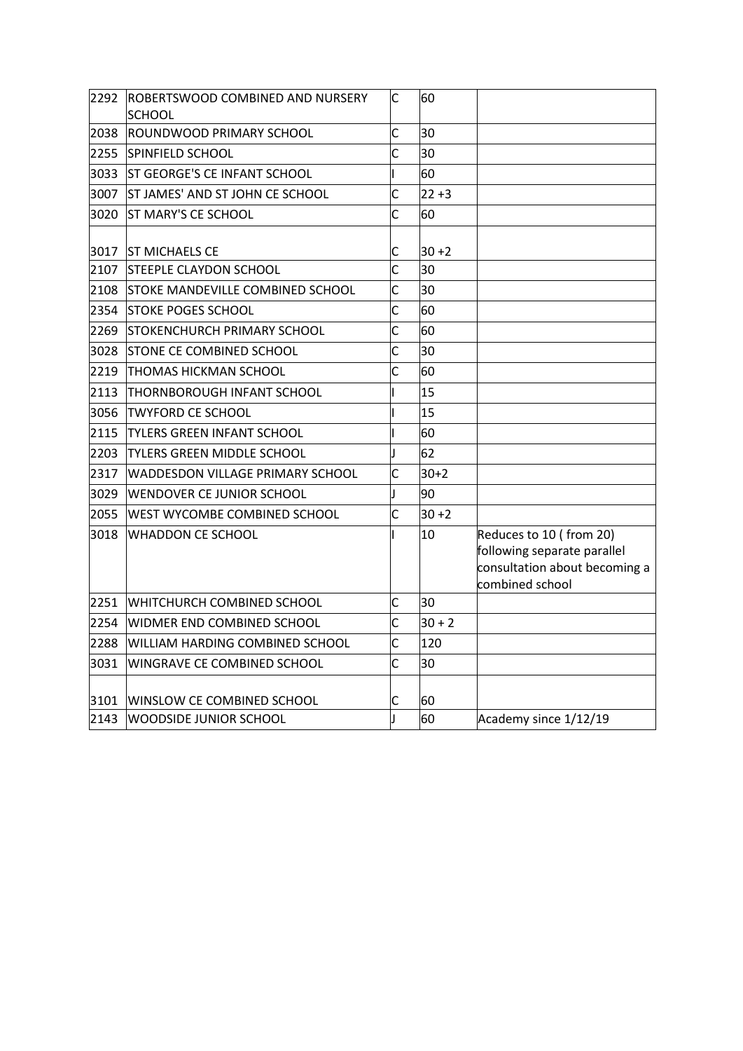| | | | | |
|---|---|---|---|---|
| 2292 | ROBERTSWOOD COMBINED AND NURSERY SCHOOL | C | 60 | |
| 2038 | ROUNDWOOD PRIMARY SCHOOL | C | 30 | |
| 2255 | SPINFIELD SCHOOL | C | 30 | |
| 3033 | ST GEORGE'S CE INFANT SCHOOL | I | 60 | |
| 3007 | ST JAMES' AND ST JOHN CE SCHOOL | C | 22 +3 | |
| 3020 | ST MARY'S CE SCHOOL | C | 60 | |
| 3017 | ST MICHAELS CE | C | 30 +2 | |
| 2107 | STEEPLE CLAYDON SCHOOL | C | 30 | |
| 2108 | STOKE MANDEVILLE COMBINED SCHOOL | C | 30 | |
| 2354 | STOKE POGES SCHOOL | C | 60 | |
| 2269 | STOKENCHURCH PRIMARY SCHOOL | C | 60 | |
| 3028 | STONE CE COMBINED SCHOOL | C | 30 | |
| 2219 | THOMAS HICKMAN SCHOOL | C | 60 | |
| 2113 | THORNBOROUGH INFANT SCHOOL | I | 15 | |
| 3056 | TWYFORD CE SCHOOL | I | 15 | |
| 2115 | TYLERS GREEN INFANT SCHOOL | I | 60 | |
| 2203 | TYLERS GREEN MIDDLE SCHOOL | J | 62 | |
| 2317 | WADDESDON VILLAGE PRIMARY SCHOOL | C | 30+2 | |
| 3029 | WENDOVER CE JUNIOR SCHOOL | J | 90 | |
| 2055 | WEST WYCOMBE COMBINED SCHOOL | C | 30 +2 | |
| 3018 | WHADDON CE SCHOOL | I | 10 | Reduces to 10 ( from 20) following separate parallel consultation about becoming a combined school |
| 2251 | WHITCHURCH COMBINED SCHOOL | C | 30 | |
| 2254 | WIDMER END COMBINED SCHOOL | C | 30 + 2 | |
| 2288 | WILLIAM HARDING COMBINED SCHOOL | C | 120 | |
| 3031 | WINGRAVE CE COMBINED SCHOOL | C | 30 | |
| 3101 | WINSLOW CE COMBINED SCHOOL | C | 60 | |
| 2143 | WOODSIDE JUNIOR SCHOOL | J | 60 | Academy since 1/12/19 |